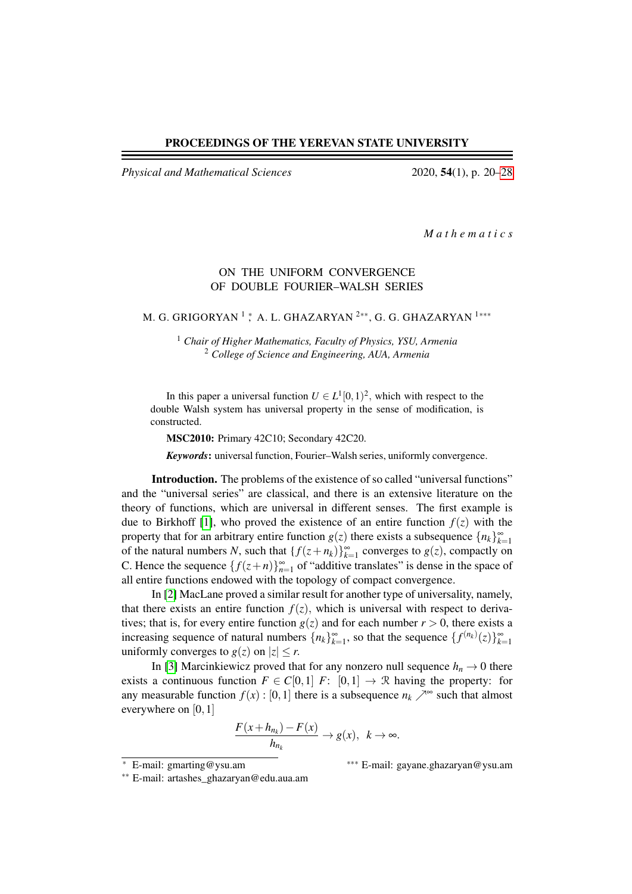PROCEEDINGS OF THE YEREVAN STATE UNIVERSITY

*Physical and Mathematical Sciences* 2020, **54**(1), p. 20–28

*Mathematics*

# ON THE UNIFORM CONVERGENCE OF DOUBLE FOURIER–WALSH SERIES

M. G. GRIGORYAN [1] *, A. L. GHAZARYAN [2] **, G. G. GHAZARYAN [1] ***

[1] *Chair of Higher Mathematics, Faculty of Physics, YSU, Armenia*
[2] *College of Science and Engineering, AUA, Armenia*

In this paper a universal function $U \in L^1[0,1)^2$, which with respect to the double Walsh system has universal property in the sense of modification, is constructed.

**MSC2010:** Primary 42C10; Secondary 42C20.

***Keywords*:** universal function, Fourier–Walsh series, uniformly convergence.

**Introduction.** The problems of the existence of so called "universal functions" and the "universal series" are classical, and there is an extensive literature on the theory of functions, which are universal in different senses. The first example is due to Birkhoff [1], who proved the existence of an entire function $f(z)$ with the property that for an arbitrary entire function $g(z)$ there exists a subsequence $\{n_k\}_{k=1}^{\infty}$ of the natural numbers $N$, such that $\{f(z+n_k)\}_{k=1}^{\infty}$ converges to $g(z)$, compactly on C. Hence the sequence $\{f(z+n)\}_{n=1}^{\infty}$ of "additive translates" is dense in the space of all entire functions endowed with the topology of compact convergence.

In [2] MacLane proved a similar result for another type of universality, namely, that there exists an entire function $f(z)$, which is universal with respect to derivatives; that is, for every entire function $g(z)$ and for each number $r > 0$, there exists a increasing sequence of natural numbers $\{n_k\}_{k=1}^{\infty}$, so that the sequence $\{f^{(n_k)}(z)\}_{k=1}^{\infty}$ uniformly converges to $g(z)$ on $|z| \leq r$.

In [3] Marcinkiewicz proved that for any nonzero null sequence $h_n \to 0$ there exists a continuous function $F \in C[0,1]$ $F$: $[0,1] \to \mathcal{R}$ having the property: for any measurable function $f(x) : [0,1]$ there is a subsequence $n_k \nearrow^{\infty}$ such that almost everywhere on $[0,1]$

$$\frac{F(x+h_{n_k}) - F(x)}{h_{n_k}} \to g(x), \quad k \to \infty.$$

* E-mail: gmarting@ysu.am

** E-mail: artashes_ghazaryan@edu.aua.am

*** E-mail: gayane.ghazaryan@ysu.am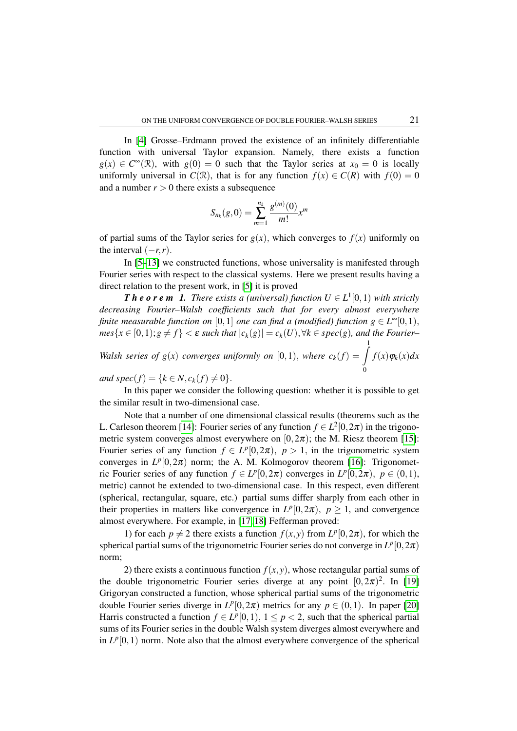In [4] Grosse–Erdmann proved the existence of an infinitely differentiable function with universal Taylor expansion. Namely, there exists a function $g(x) \in C^\infty(\mathcal{R})$, with $g(0) = 0$ such that the Taylor series at $x_0 = 0$ is locally uniformly universal in $C(\mathcal{R})$, that is for any function $f(x) \in C(R)$ with $f(0) = 0$ and a number $r > 0$ there exists a subsequence

$$S_{n_k}(g,0) = \sum_{m=1}^{n_k} \frac{g^{(m)}(0)}{m!} x^m$$

of partial sums of the Taylor series for $g(x)$, which converges to $f(x)$ uniformly on the interval $(-r,r)$.

In [5-13] we constructed functions, whose universality is manifested through Fourier series with respect to the classical systems. Here we present results having a direct relation to the present work, in [5] it is proved

***T h e o r e m 1.*** *There exists a (universal) function $U \in L^1[0,1)$ with strictly decreasing Fourier–Walsh coefficients such that for every almost everywhere finite measurable function on $[0,1]$ one can find a (modified) function $g \in L^\infty[0,1)$, $mes\{x \in [0,1); g \neq f\} < \varepsilon$ such that $|c_k(g)| = c_k(U), \forall k \in spec(g)$, and the Fourier–Walsh series of $g(x)$ converges uniformly on $[0,1)$, where $c_k(f) = \int_0^1 f(x)\varphi_k(x)dx$ and $spec(f) = \{k \in N, c_k(f) \neq 0\}$.*

In this paper we consider the following question: whether it is possible to get the similar result in two-dimensional case.

Note that a number of one dimensional classical results (theorems such as the L. Carleson theorem [14]: Fourier series of any function $f \in L^2[0,2\pi)$ in the trigonometric system converges almost everywhere on $[0,2\pi)$; the M. Riesz theorem [15]: Fourier series of any function $f \in L^p[0,2\pi)$, $p > 1$, in the trigonometric system converges in $L^p[0,2\pi)$ norm; the A. M. Kolmogorov theorem [16]: Trigonometric Fourier series of any function $f \in L^p[0,2\pi)$ converges in $L^p[0,2\pi)$, $p \in (0,1)$, metric) cannot be extended to two-dimensional case. In this respect, even different (spherical, rectangular, square, etc.) partial sums differ sharply from each other in their properties in matters like convergence in $L^p[0,2\pi)$, $p \geq 1$, and convergence almost everywhere. For example, in [17, 18] Fefferman proved:

1) for each $p \neq 2$ there exists a function $f(x,y)$ from $L^p[0,2\pi)$, for which the spherical partial sums of the trigonometric Fourier series do not converge in $L^p[0,2\pi)$ norm;

2) there exists a continuous function $f(x,y)$, whose rectangular partial sums of the double trigonometric Fourier series diverge at any point $[0,2\pi)^2$. In [19] Grigoryan constructed a function, whose spherical partial sums of the trigonometric double Fourier series diverge in $L^p[0,2\pi)$ metrics for any $p \in (0,1)$. In paper [20] Harris constructed a function $f \in L^p[0,1)$, $1 \leq p < 2$, such that the spherical partial sums of its Fourier series in the double Walsh system diverges almost everywhere and in $L^p[0,1)$ norm. Note also that the almost everywhere convergence of the spherical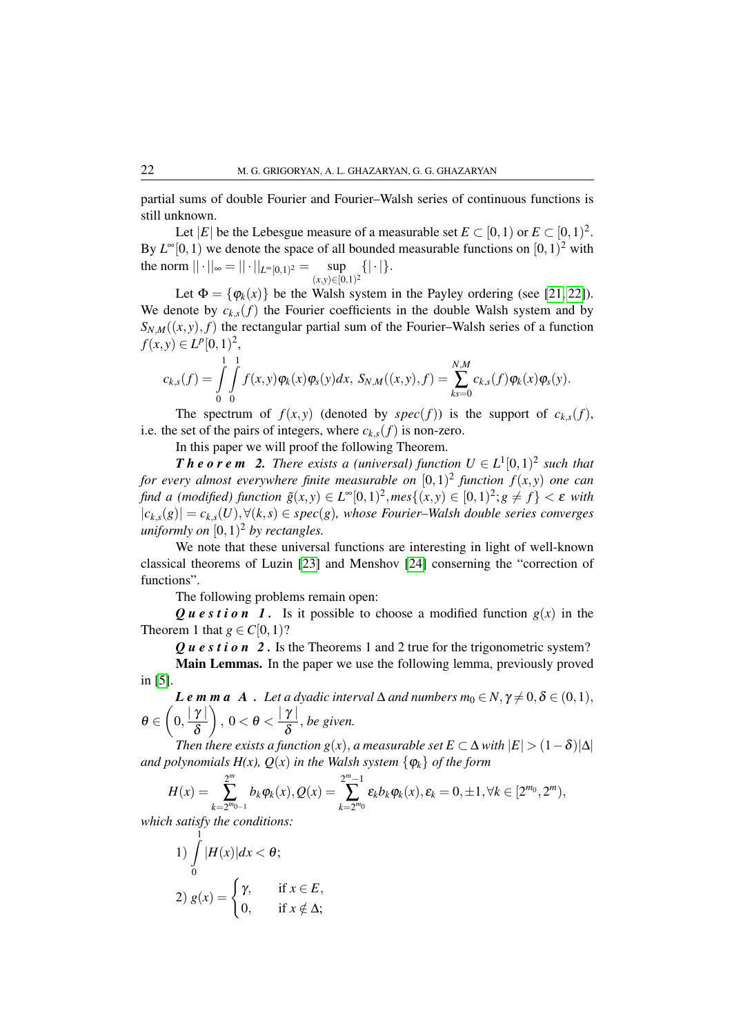partial sums of double Fourier and Fourier–Walsh series of continuous functions is still unknown.

Let $|E|$ be the Lebesgue measure of a measurable set $E \subset [0,1)$ or $E \subset [0,1)^2$. By $L^\infty[0,1)$ we denote the space of all bounded measurable functions on $[0,1)^2$ with the norm $||\cdot||_\infty = ||\cdot||_{L^\infty[0,1)^2} = \sup\limits_{(x,y)\in[0,1)^2} \{|\cdot|\}$.

Let $\Phi = \{\varphi_k(x)\}$ be the Walsh system in the Payley ordering (see [21, 22]). We denote by $c_{k,s}(f)$ the Fourier coefficients in the double Walsh system and by $S_{N,M}((x,y),f)$ the rectangular partial sum of the Fourier–Walsh series of a function $f(x,y) \in L^p[0,1)^2$,

$$c_{k,s}(f) = \int_0^1 \int_0^1 f(x,y)\varphi_k(x)\varphi_s(y)dx, \; S_{N,M}((x,y),f) = \sum_{ks=0}^{N,M} c_{k,s}(f)\varphi_k(x)\varphi_s(y).$$

The spectrum of $f(x,y)$ (denoted by $spec(f)$) is the support of $c_{k,s}(f)$, i.e. the set of the pairs of integers, where $c_{k,s}(f)$ is non-zero.

In this paper we will proof the following Theorem.

***Theorem 2.*** *There exists a (universal) function $U \in L^1[0,1)^2$ such that for every almost everywhere finite measurable on $[0,1)^2$ function $f(x,y)$ one can find a (modified) function $\tilde{g}(x,y) \in L^\infty[0,1)^2, mes\{(x,y) \in [0,1)^2; g \neq f\} < \varepsilon$ with $|c_{k,s}(g)| = c_{k,s}(U), \forall (k,s) \in spec(g)$, whose Fourier–Walsh double series converges uniformly on $[0,1)^2$ by rectangles.*

We note that these universal functions are interesting in light of well-known classical theorems of Luzin [23] and Menshov [24] conserning the "correction of functions".

The following problems remain open:

***Question 1.*** Is it possible to choose a modified function $g(x)$ in the Theorem 1 that $g \in C[0,1)$?

***Question 2.*** Is the Theorems 1 and 2 true for the trigonometric system?

**Main Lemmas.** In the paper we use the following lemma, previously proved in [5].

***Lemma A.*** *Let a dyadic interval $\Delta$ and numbers $m_0 \in N, \gamma \neq 0, \delta \in (0,1)$, $\theta \in \left(0, \frac{|\gamma|}{\delta}\right)$, $0 < \theta < \frac{|\gamma|}{\delta}$, be given.*

*Then there exists a function $g(x)$, a measurable set $E \subset \Delta$ with $|E| > (1-\delta)|\Delta|$ and polynomials $H(x)$, $Q(x)$ in the Walsh system $\{\varphi_k\}$ of the form*

$$H(x) = \sum_{k=2^{m_0-1}}^{2^m} b_k\varphi_k(x), Q(x) = \sum_{k=2^{m_0}}^{2^m-1} \varepsilon_k b_k \varphi_k(x), \varepsilon_k = 0, \pm 1, \forall k \in [2^{m_0}, 2^m),$$

*which satisfy the conditions:*

1) $\displaystyle\int_0^1 |H(x)|dx < \theta;$

2) $g(x) = \begin{cases} \gamma, & \text{if } x \in E, \\ 0, & \text{if } x \notin \Delta; \end{cases}$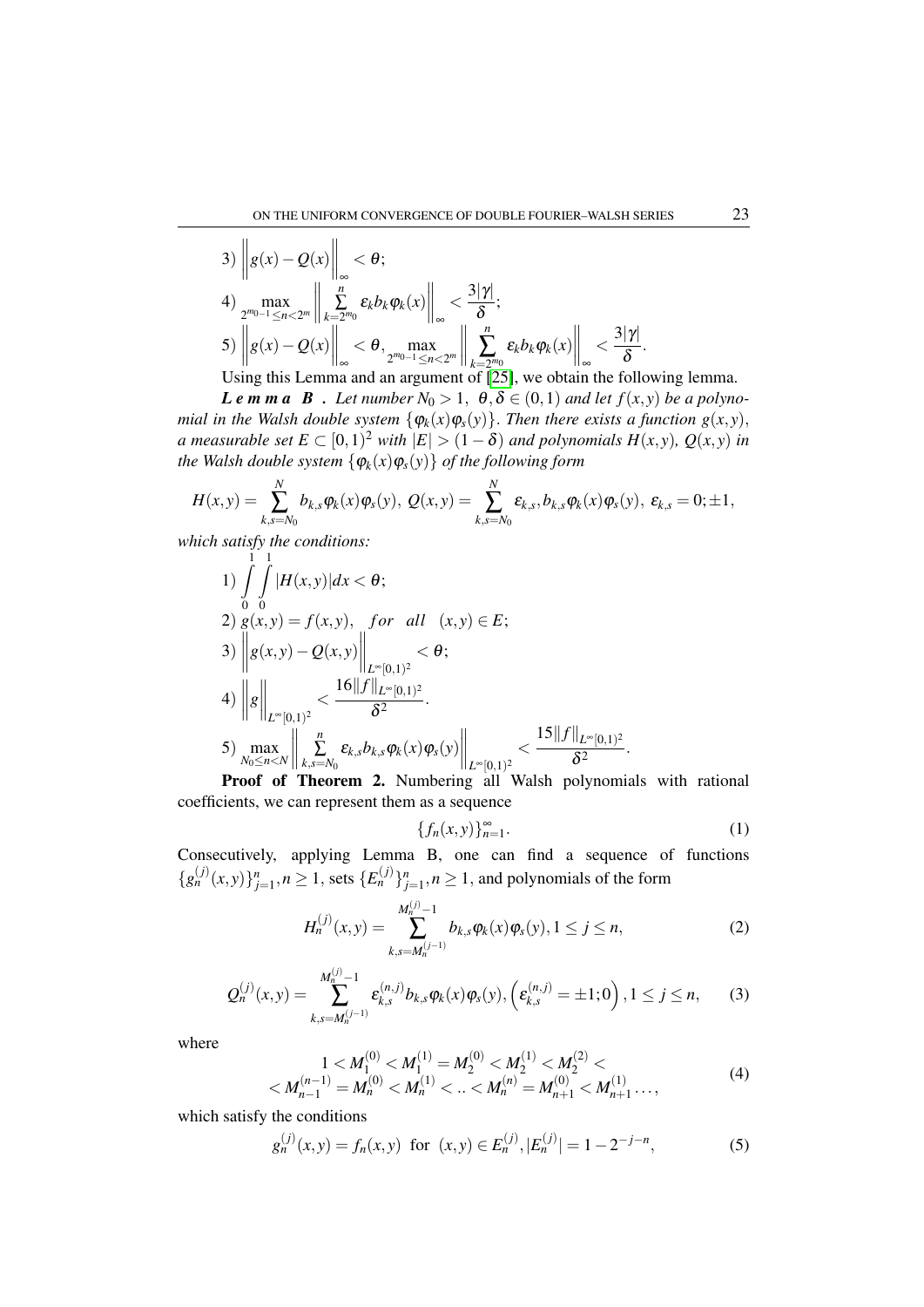3) $\left\|g(x)-Q(x)\right\|_{\infty}<\theta$;

4) $\max\limits_{2^{m_0-1}\leq n<2^m}\left\|\sum\limits_{k=2^{m_0}}^{n}\varepsilon_k b_k\varphi_k(x)\right\|_{\infty}<\dfrac{3|\gamma|}{\delta}$;

5) $\left\|g(x)-Q(x)\right\|_{\infty}<\theta,\ \max\limits_{2^{m_0-1}\leq n<2^m}\left\|\sum\limits_{k=2^{m_0}}^{n}\varepsilon_k b_k\varphi_k(x)\right\|_{\infty}<\dfrac{3|\gamma|}{\delta}$.

Using this Lemma and an argument of [25], we obtain the following lemma.

***Lemma B.*** *Let number $N_0>1,\ \theta,\delta\in(0,1)$ and let $f(x,y)$ be a polynomial in the Walsh double system $\{\varphi_k(x)\varphi_s(y)\}$. Then there exists a function $g(x,y)$, a measurable set $E\subset[0,1)^2$ with $|E|>(1-\delta)$ and polynomials $H(x,y)$, $Q(x,y)$ in the Walsh double system $\{\varphi_k(x)\varphi_s(y)\}$ of the following form*

$$H(x,y)=\sum_{k,s=N_0}^{N}b_{k,s}\varphi_k(x)\varphi_s(y),\ Q(x,y)=\sum_{k,s=N_0}^{N}\varepsilon_{k,s},b_{k,s}\varphi_k(x)\varphi_s(y),\ \varepsilon_{k,s}=0;\pm1,$$

*which satisfy the conditions:*

1) $\int\limits_0^1\int\limits_0^1|H(x,y)|dx<\theta$;

2) $g(x,y)=f(x,y),\quad for\quad all\quad (x,y)\in E$;

3) $\left\|g(x,y)-Q(x,y)\right\|_{L^\infty[0,1)^2}<\theta$;

4) $\left\|g\right\|_{L^\infty[0,1)^2}<\dfrac{16\|f\|_{L^\infty[0,1)^2}}{\delta^2}$.

5) $\max\limits_{N_0\leq n<N}\left\|\sum\limits_{k,s=N_0}^{n}\varepsilon_{k,s}b_{k,s}\varphi_k(x)\varphi_s(y)\right\|_{L^\infty[0,1)^2}<\dfrac{15\|f\|_{L^\infty[0,1)^2}}{\delta^2}$.

**Proof of Theorem 2.** Numbering all Walsh polynomials with rational coefficients, we can represent them as a sequence

$$\{f_n(x,y)\}_{n=1}^{\infty}.\tag{1}$$

Consecutively, applying Lemma B, one can find a sequence of functions $\{g_n^{(j)}(x,y)\}_{j=1}^n, n\geq1$, sets $\{E_n^{(j)}\}_{j=1}^n, n\geq1$, and polynomials of the form

$$H_n^{(j)}(x,y)=\sum_{k,s=M_n^{(j-1)}}^{M_n^{(j)}-1}b_{k,s}\varphi_k(x)\varphi_s(y),1\leq j\leq n,\tag{2}$$

$$Q_n^{(j)}(x,y)=\sum_{k,s=M_n^{(j-1)}}^{M_n^{(j)}-1}\varepsilon_{k,s}^{(n,j)}b_{k,s}\varphi_k(x)\varphi_s(y),\left(\varepsilon_{k,s}^{(n,j)}=\pm1;0\right),1\leq j\leq n,\tag{3}$$

where

$$\begin{gathered}1<M_1^{(0)}<M_1^{(1)}=M_2^{(0)}<M_2^{(1)}<M_2^{(2)}<\\<M_{n-1}^{(n-1)}=M_n^{(0)}<M_n^{(1)}<..<M_n^{(n)}=M_{n+1}^{(0)}<M_{n+1}^{(1)}\ldots,\end{gathered}\tag{4}$$

which satisfy the conditions

$$g_n^{(j)}(x,y)=f_n(x,y)\ \text{ for }\ (x,y)\in E_n^{(j)},|E_n^{(j)}|=1-2^{-j-n},\tag{5}$$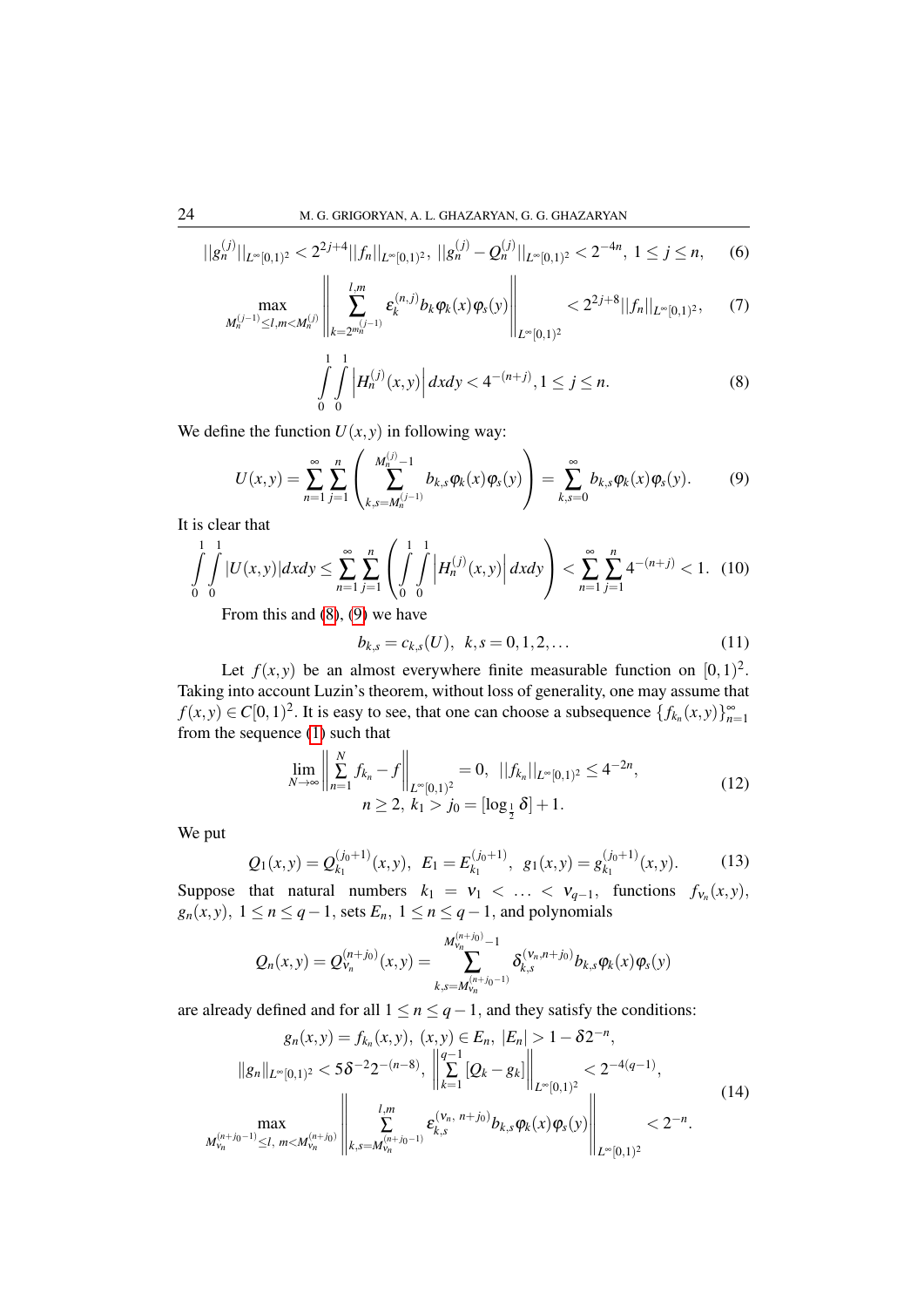$$||g_n^{(j)}||_{L^\infty[0,1)^2} < 2^{2j+4}||f_n||_{L^\infty[0,1)^2},\ ||g_n^{(j)} - Q_n^{(j)}||_{L^\infty[0,1)^2} < 2^{-4n},\ 1 \le j \le n, \tag{6}$$

$$\max_{M_n^{(j-1)} \le l,m < M_n^{(j)}} \left\| \sum_{k=2^{m_n^{(j-1)}}}^{l,m} \varepsilon_k^{(n,j)} b_k \varphi_k(x)\varphi_s(y) \right\|_{L^\infty[0,1)^2} < 2^{2j+8}||f_n||_{L^\infty[0,1)^2}, \tag{7}$$

$$\int_0^1\int_0^1 \left| H_n^{(j)}(x,y) \right| dxdy < 4^{-(n+j)}, 1 \le j \le n. \tag{8}$$

We define the function $U(x,y)$ in following way:

$$U(x,y) = \sum_{n=1}^{\infty}\sum_{j=1}^{n}\left( \sum_{k,s=M_n^{(j-1)}}^{M_n^{(j)}-1} b_{k,s}\varphi_k(x)\varphi_s(y) \right) = \sum_{k,s=0}^{\infty} b_{k,s}\varphi_k(x)\varphi_s(y). \tag{9}$$

It is clear that

$$\int_0^1\int_0^1 |U(x,y)|dxdy \le \sum_{n=1}^{\infty}\sum_{j=1}^{n}\left( \int_0^1\int_0^1 \left| H_n^{(j)}(x,y) \right| dxdy \right) < \sum_{n=1}^{\infty}\sum_{j=1}^{n} 4^{-(n+j)} < 1. \tag{10}$$

From this and (8), (9) we have

$$b_{k,s} = c_{k,s}(U),\ \ k,s = 0,1,2,\ldots \tag{11}$$

Let $f(x,y)$ be an almost everywhere finite measurable function on $[0,1)^2$. Taking into account Luzin's theorem, without loss of generality, one may assume that $f(x,y) \in C[0,1)^2$. It is easy to see, that one can choose a subsequence $\{f_{k_n}(x,y)\}_{n=1}^{\infty}$ from the sequence (1) such that

$$\lim_{N\to\infty} \left\| \sum_{n=1}^{N} f_{k_n} - f \right\|_{L^\infty[0,1)^2} = 0,\ \ ||f_{k_n}||_{L^\infty[0,1)^2} \le 4^{-2n}, \\ n \ge 2,\ k_1 > j_0 = [\log_{\frac{1}{2}} \delta] + 1. \tag{12}$$

We put

$$Q_1(x,y) = Q_{k_1}^{(j_0+1)}(x,y),\ \ E_1 = E_{k_1}^{(j_0+1)},\ \ g_1(x,y) = g_{k_1}^{(j_0+1)}(x,y). \tag{13}$$

Suppose that natural numbers $k_1 = \nu_1 < \ldots < \nu_{q-1}$, functions $f_{\nu_n}(x,y)$, $g_n(x,y)$, $1 \le n \le q-1$, sets $E_n$, $1 \le n \le q-1$, and polynomials

$$Q_n(x,y) = Q_{\nu_n}^{(n+j_0)}(x,y) = \sum_{k,s=M_{\nu_n}^{(n+j_0-1)}}^{M_{\nu_n}^{(n+j_0)}-1} \delta_{k,s}^{(\nu_n,n+j_0)} b_{k,s}\varphi_k(x)\varphi_s(y)$$

are already defined and for all $1 \le n \le q-1$, and they satisfy the conditions:

$$g_n(x,y) = f_{k_n}(x,y),\ (x,y) \in E_n,\ |E_n| > 1 - \delta 2^{-n}, \\ ||g_n||_{L^\infty[0,1)^2} < 5\delta^{-2}2^{-(n-8)},\ \left\| \sum_{k=1}^{q-1} [Q_k - g_k] \right\|_{L^\infty[0,1)^2} < 2^{-4(q-1)}, \\ \max_{M_{\nu_n}^{(n+j_0-1)} \le l,\ m < M_{\nu_n}^{(n+j_0)}} \left\| \sum_{k,s=M_{\nu_n}^{(n+j_0-1)}}^{l,m} \varepsilon_{k,s}^{(\nu_n,\ n+j_0)} b_{k,s}\varphi_k(x)\varphi_s(y) \right\|_{L^\infty[0,1)^2} < 2^{-n}. \tag{14}$$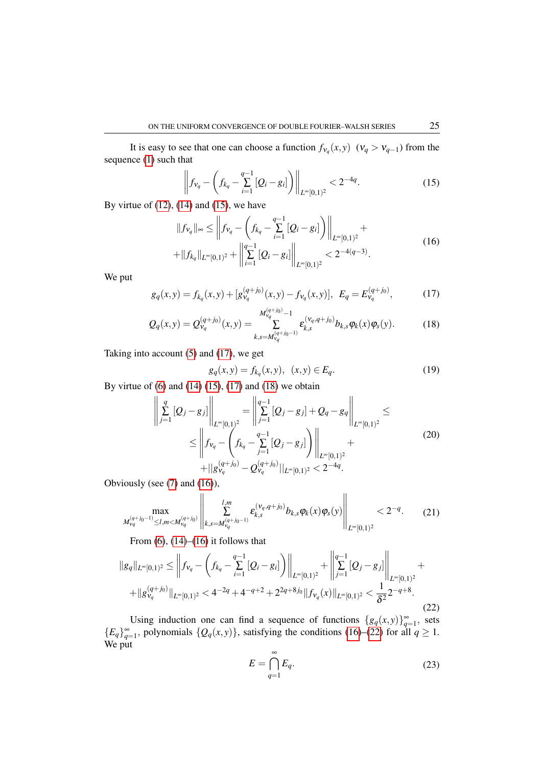It is easy to see that one can choose a function $f_{\nu_q}(x,y)$ $(\nu_q > \nu_{q-1})$ from the sequence (1) such that

$$\left\| f_{\nu_q} - \left( f_{k_q} - \sum_{i=1}^{q-1} [Q_i - g_i] \right) \right\|_{L^\infty[0,1)^2} < 2^{-4q}. \tag{15}$$

By virtue of (12), (14) and (15), we have

$$\begin{aligned} \|f_{\nu_q}\|_\infty \le \left\| f_{\nu_q} - \left( f_{k_q} - \sum_{i=1}^{q-1} [Q_i - g_i] \right) \right\|_{L^\infty[0,1)^2} + \\ + \|f_{k_q}\|_{L^\infty[0,1)^2} + \left\| \sum_{i=1}^{q-1} [Q_i - g_i] \right\|_{L^\infty[0,1)^2} < 2^{-4(q-3)}. \end{aligned} \tag{16}$$

We put

$$g_q(x,y) = f_{k_q}(x,y) + [g_{\nu_q}^{(q+j_0)}(x,y) - f_{\nu_q}(x,y)], \;\; E_q = E_{\nu_q}^{(q+j_0)}, \tag{17}$$

$$Q_q(x,y) = Q_{\nu_q}^{(q+j_0)}(x,y) = \sum_{k,s=M_{\nu_q}^{(q+j_0-1)}}^{M_{\nu_q}^{(q+j_0)}-1} \varepsilon_{k,s}^{(\nu_q,q+j_0)} b_{k,s} \varphi_k(x) \varphi_s(y). \tag{18}$$

Taking into account (5) and (17), we get

$$g_q(x,y) = f_{k_q}(x,y), \;\; (x,y) \in E_q. \tag{19}$$

By virtue of (6) and (14) (15), (17) and (18) we obtain

$$\begin{aligned} \left\| \sum_{j=1}^{q} [Q_j - g_j] \right\|_{L^\infty[0,1)^2} = \left\| \sum_{j=1}^{q-1} [Q_j - g_j] + Q_q - g_q \right\|_{L^\infty[0,1)^2} \le \\ \le \left\| f_{\nu_q} - \left( f_{k_q} - \sum_{j=1}^{q-1} [Q_j - g_j] \right) \right\|_{L^\infty[0,1)^2} + \\ + \|g_{\nu_q}^{(q+j_0)} - Q_{\nu_q}^{(q+j_0)}\|_{L^\infty[0,1)^2} < 2^{-4q}. \end{aligned} \tag{20}$$

Obviously (see (7) and (16)),

$$\max_{M_{\nu_q}^{(q+j_0-1)} \le l,m < M_{\nu_q}^{(q+j_0)}} \left\| \sum_{k,s=M_{\nu_q}^{(q+j_0-1)}}^{l,m} \varepsilon_{k,s}^{(\nu_q,q+j_0)} b_{k,s} \varphi_k(x) \varphi_s(y) \right\|_{L^\infty[0,1)^2} < 2^{-q}. \tag{21}$$

From (6), (14)–(16) it follows that

$$\begin{aligned} \|g_q\|_{L^\infty[0,1)^2} \le \left\| f_{\nu_q} - \left( f_{k_q} - \sum_{i=1}^{q-1} [Q_i - g_i] \right) \right\|_{L^\infty[0,1)^2} + \left\| \sum_{j=1}^{q-1} [Q_j - g_j] \right\|_{L^\infty[0,1)^2} + \\ + \|g_{\nu_q}^{(q+j_0)}\|_{L^\infty[0,1)^2} < 4^{-2q} + 4^{-q+2} + 2^{2q+8j_0} \|f_{\nu_q}(x)\|_{L^\infty[0,1)^2} < \frac{1}{\delta^2} 2^{-q+8}. \end{aligned} \tag{22}$$

Using induction one can find a sequence of functions $\{g_q(x,y)\}_{q=1}^\infty$, sets $\{E_q\}_{q=1}^\infty$, polynomials $\{Q_q(x,y)\}$, satisfying the conditions (16)–(22) for all $q \ge 1$. We put

$$E = \bigcap_{q=1}^{\infty} E_q. \tag{23}$$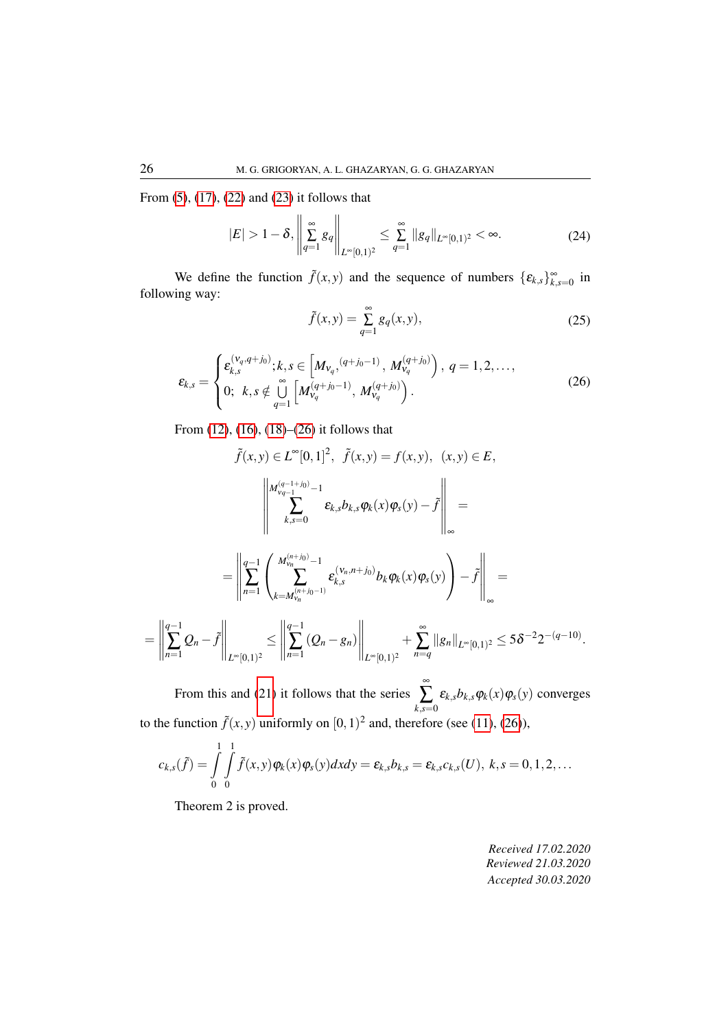From (5), (17), (22) and (23) it follows that

$$|E| > 1-\delta, \left\| \sum_{q=1}^{\infty} g_q \right\|_{L^\infty[0,1)^2} \leq \sum_{q=1}^{\infty} \|g_q\|_{L^\infty[0,1)^2} < \infty. \tag{24}$$

We define the function $\tilde{f}(x,y)$ and the sequence of numbers $\{\varepsilon_{k,s}\}_{k,s=0}^{\infty}$ in following way:

$$\tilde{f}(x,y) = \sum_{q=1}^{\infty} g_q(x,y), \tag{25}$$

$$\varepsilon_{k,s} = \begin{cases} \varepsilon_{k,s}^{(\nu_q,q+j_0)}; k,s \in \left[M_{\nu_q},^{(q+j_0-1)}, M_{\nu_q}^{(q+j_0)}\right), \; q=1,2,\ldots, \\ 0; \;\; k,s \notin \bigcup\limits_{q=1}^{\infty} \left[M_{\nu_q}^{(q+j_0-1)}, M_{\nu_q}^{(q+j_0)}\right). \end{cases} \tag{26}$$

From (12), (16), (18)–(26) it follows that

$$\tilde{f}(x,y) \in L^\infty[0,1]^2, \;\; \tilde{f}(x,y) = f(x,y), \;\; (x,y) \in E,$$

$$\left\| \sum_{k,s=0}^{M_{\nu_{q-1}}^{(q-1+j_0)}-1} \varepsilon_{k,s} b_{k,s} \varphi_k(x) \varphi_s(y) - \tilde{f} \right\|_\infty =$$

$$= \left\| \sum_{n=1}^{q-1} \left( \sum_{k=M_{\nu_n}^{(n+j_0-1)}}^{M_{\nu_n}^{(n+j_0)}-1} \varepsilon_{k,s}^{(\nu_n,n+j_0)} b_k \varphi_k(x) \varphi_s(y) \right) - \tilde{f} \right\|_\infty =$$

$$= \left\| \sum_{n=1}^{q-1} Q_n - \tilde{f} \right\|_{L^\infty[0,1)^2} \leq \left\| \sum_{n=1}^{q-1} (Q_n - g_n) \right\|_{L^\infty[0,1)^2} + \sum_{n=q}^{\infty} \|g_n\|_{L^\infty[0,1)^2} \leq 5\delta^{-2} 2^{-(q-10)}.$$

From this and (21) it follows that the series $\sum\limits_{k,s=0}^{\infty} \varepsilon_{k,s} b_{k,s} \varphi_k(x) \varphi_s(y)$ converges to the function $\tilde{f}(x,y)$ uniformly on $[0,1)^2$ and, therefore (see (11), (26)),

$$c_{k,s}(\tilde{f}) = \int_0^1 \int_0^1 \tilde{f}(x,y) \varphi_k(x) \varphi_s(y) dx dy = \varepsilon_{k,s} b_{k,s} = \varepsilon_{k,s} c_{k,s}(U), \; k,s = 0,1,2,\ldots$$

Theorem 2 is proved.

*Received 17.02.2020*
*Reviewed 21.03.2020*
*Accepted 30.03.2020*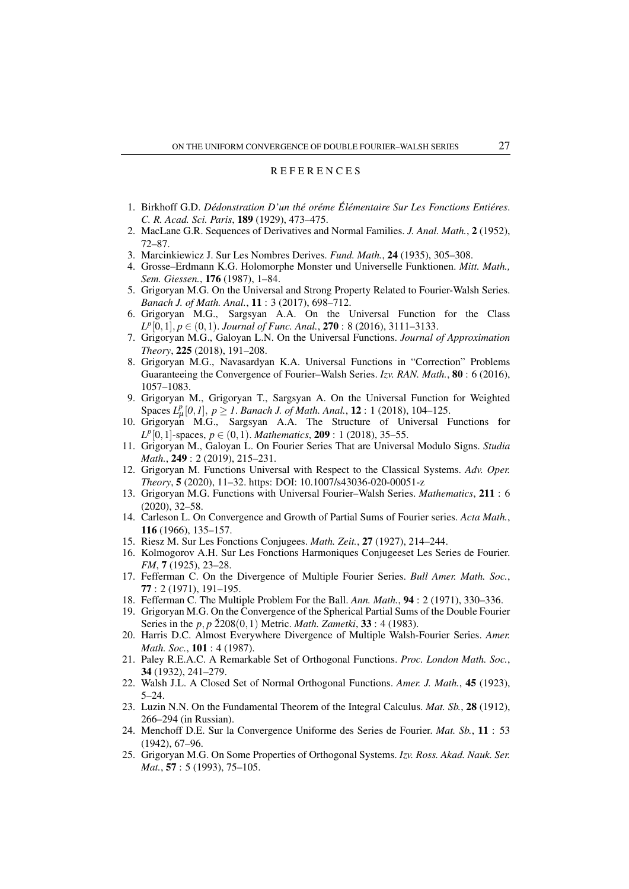## REFERENCES

1. Birkhoff G.D. *Dédonstration D'un thé oréme Élémentaire Sur Les Fonctions Entiéres*. *C. R. Acad. Sci. Paris*, **189** (1929), 473–475.
2. MacLane G.R. Sequences of Derivatives and Normal Families. *J. Anal. Math.*, **2** (1952), 72–87.
3. Marcinkiewicz J. Sur Les Nombres Derives. *Fund. Math.*, **24** (1935), 305–308.
4. Grosse–Erdmann K.G. Holomorphe Monster und Universelle Funktionen. *Mitt. Math., Sem. Giessen.*, **176** (1987), 1–84.
5. Grigoryan M.G. On the Universal and Strong Property Related to Fourier-Walsh Series. *Banach J. of Math. Anal.*, **11** : 3 (2017), 698–712.
6. Grigoryan M.G., Sargsyan A.A. On the Universal Function for the Class $L^p[0,1], p \in (0,1)$. *Journal of Func. Anal.*, **270** : 8 (2016), 3111–3133.
7. Grigoryan M.G., Galoyan L.N. On the Universal Functions. *Journal of Approximation Theory*, **225** (2018), 191–208.
8. Grigoryan M.G., Navasardyan K.A. Universal Functions in "Correction" Problems Guaranteeing the Convergence of Fourier–Walsh Series. *Izv. RAN. Math.*, **80** : 6 (2016), 1057–1083.
9. Grigoryan M., Grigoryan T., Sargsyan A. On the Universal Function for Weighted Spaces $L^p_\mu[0,1]$, $p \geq 1$. *Banach J. of Math. Anal.*, **12** : 1 (2018), 104–125.
10. Grigoryan M.G., Sargsyan A.A. The Structure of Universal Functions for $L^p[0,1]$-spaces, $p \in (0,1)$. *Mathematics*, **209** : 1 (2018), 35–55.
11. Grigoryan M., Galoyan L. On Fourier Series That are Universal Modulo Signs. *Studia Math.*, **249** : 2 (2019), 215–231.
12. Grigoryan M. Functions Universal with Respect to the Classical Systems. *Adv. Oper. Theory*, **5** (2020), 11–32. https: DOI: 10.1007/s43036-020-00051-z
13. Grigoryan M.G. Functions with Universal Fourier–Walsh Series. *Mathematics*, **211** : 6 (2020), 32–58.
14. Carleson L. On Convergence and Growth of Partial Sums of Fourier series. *Acta Math.*, **116** (1966), 135–157.
15. Riesz M. Sur Les Fonctions Conjugees. *Math. Zeit.*, **27** (1927), 214–244.
16. Kolmogorov A.H. Sur Les Fonctions Harmoniques Conjugeeset Les Series de Fourier. *FM*, **7** (1925), 23–28.
17. Fefferman C. On the Divergence of Multiple Fourier Series. *Bull Amer. Math. Soc.*, **77** : 2 (1971), 191–195.
18. Fefferman C. The Multiple Problem For the Ball. *Ann. Math.*, **94** : 2 (1971), 330–336.
19. Grigoryan M.G. On the Convergence of the Spherical Partial Sums of the Double Fourier Series in the $p, p$ ž208$(0,1)$ Metric. *Math. Zametki*, **33** : 4 (1983).
20. Harris D.C. Almost Everywhere Divergence of Multiple Walsh-Fourier Series. *Amer. Math. Soc.*, **101** : 4 (1987).
21. Paley R.E.A.C. A Remarkable Set of Orthogonal Functions. *Proc. London Math. Soc.*, **34** (1932), 241–279.
22. Walsh J.L. A Closed Set of Normal Orthogonal Functions. *Amer. J. Math.*, **45** (1923), 5–24.
23. Luzin N.N. On the Fundamental Theorem of the Integral Calculus. *Mat. Sb.*, **28** (1912), 266–294 (in Russian).
24. Menchoff D.E. Sur la Convergence Uniforme des Series de Fourier. *Mat. Sb.*, **11** : 53 (1942), 67–96.
25. Grigoryan M.G. On Some Properties of Orthogonal Systems. *Izv. Ross. Akad. Nauk. Ser. Mat.*, **57** : 5 (1993), 75–105.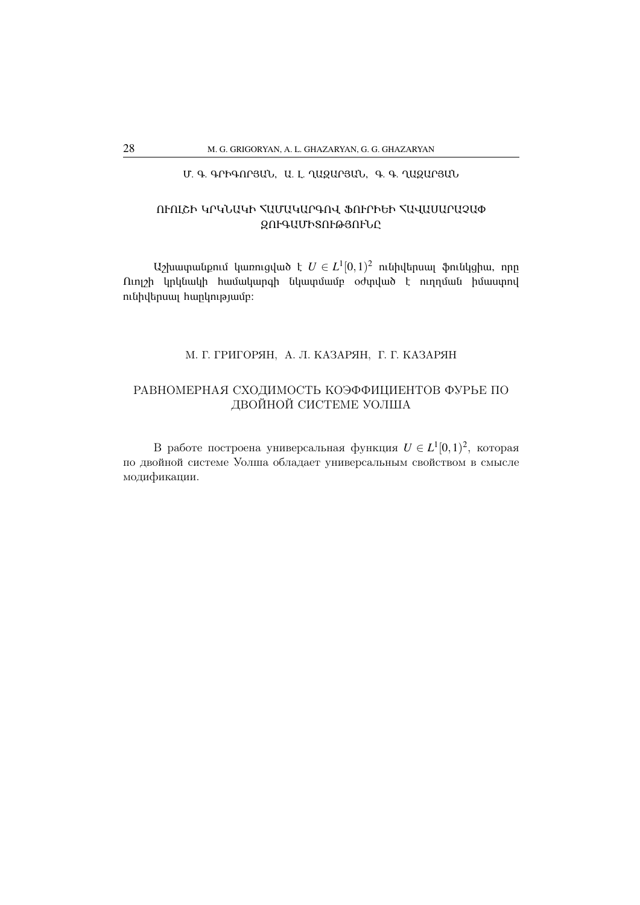Մ. Գ. ԳՐԻԳՈՐՅԱՆ, Ա. Լ. ՂԱԶԱՐՅԱՆ, Գ. Գ. ՂԱԶԱՐՅԱՆ

## ՈՒՈԼՇԻ ԿՐԿՆԱԿԻ ՀԱՄԱԿԱՐԳՈՎ ՖՈՒՐԻԵԻ ՀԱՎԱՍԱՐԱՉԱՓ ԶՈՒԳԱՄԻՏՈՒԹՅՈՒՆԸ

Աշխատանքում կառուցված է $U \in L^1[0,1)^2$ ունիվերսալ ֆունկցիա, որը Ուոլշի կրկնակի համակարգի նկատմամբ օժտված է ուղղման իմաստով ունիվերսալ հարկությամբ:

М. Г. ГРИГОРЯН, А. Л. КАЗАРЯН, Г. Г. КАЗАРЯН

## РАВНОМЕРНАЯ СХОДИМОСТЬ КОЭФФИЦИЕНТОВ ФУРЬЕ ПО ДВОЙНОЙ СИСТЕМЕ УОЛША

В работе построена универсальная функция $U \in L^1[0,1)^2$, которая по двойной системе Уолша обладает универсальным свойством в смысле модификации.